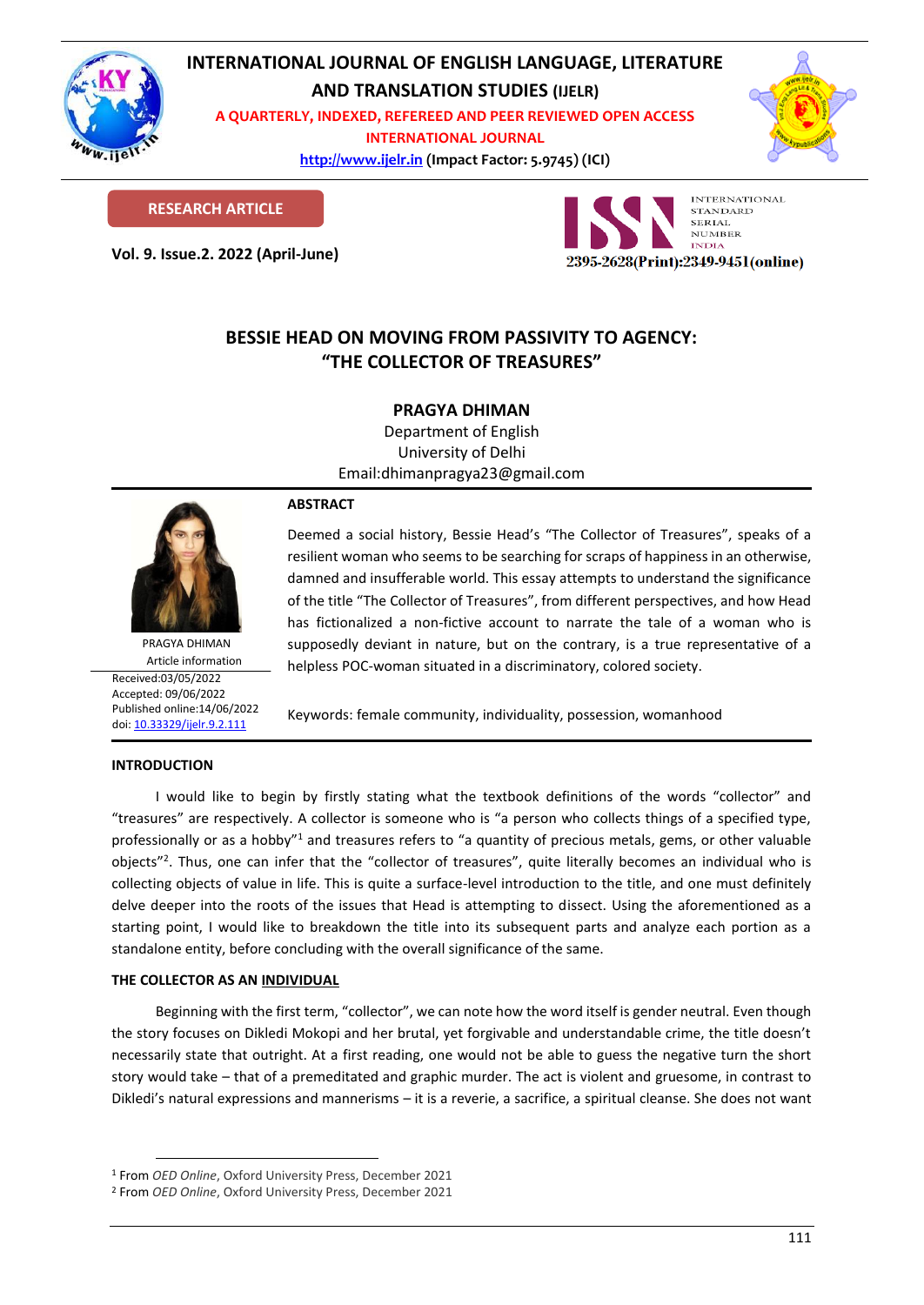# BESSIE HEAD ON MOVING FROM PASSIVITY TO AGENCY: "THE COLLECTOR OF TREASURES"

**PRAGYA DHIMAN**

Department of English
University of Delhi
Email:dhimanpragya23@gmail.com

PRAGYA DHIMAN

Article information
Received:03/05/2022
Accepted: 09/06/2022
Published online:14/06/2022
doi: 10.33329/ijelr.9.2.111

## ABSTRACT

Deemed a social history, Bessie Head's "The Collector of Treasures", speaks of a resilient woman who seems to be searching for scraps of happiness in an otherwise, damned and insufferable world. This essay attempts to understand the significance of the title "The Collector of Treasures", from different perspectives, and how Head has fictionalized a non-fictive account to narrate the tale of a woman who is supposedly deviant in nature, but on the contrary, is a true representative of a helpless POC-woman situated in a discriminatory, colored society.

Keywords: female community, individuality, possession, womanhood

## INTRODUCTION

I would like to begin by firstly stating what the textbook definitions of the words "collector" and "treasures" are respectively. A collector is someone who is "a person who collects things of a specified type, professionally or as a hobby"[1] and treasures refers to "a quantity of precious metals, gems, or other valuable objects"[2]. Thus, one can infer that the "collector of treasures", quite literally becomes an individual who is collecting objects of value in life. This is quite a surface-level introduction to the title, and one must definitely delve deeper into the roots of the issues that Head is attempting to dissect. Using the aforementioned as a starting point, I would like to breakdown the title into its subsequent parts and analyze each portion as a standalone entity, before concluding with the overall significance of the same.

## THE COLLECTOR AS AN <u>INDIVIDUAL</u>

Beginning with the first term, "collector", we can note how the word itself is gender neutral. Even though the story focuses on Dikledi Mokopi and her brutal, yet forgivable and understandable crime, the title doesn't necessarily state that outright. At a first reading, one would not be able to guess the negative turn the short story would take – that of a premeditated and graphic murder. The act is violent and gruesome, in contrast to Dikledi's natural expressions and mannerisms – it is a reverie, a sacrifice, a spiritual cleanse. She does not want

---

[1] From *OED Online*, Oxford University Press, December 2021

[2] From *OED Online*, Oxford University Press, December 2021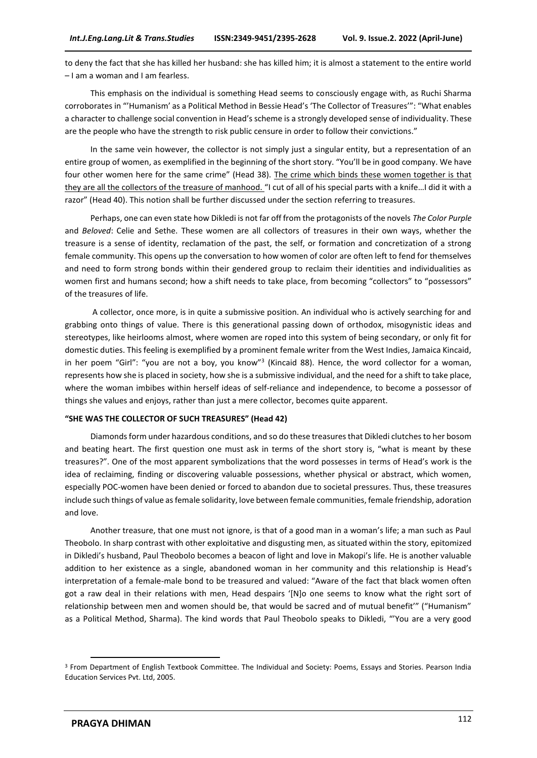to deny the fact that she has killed her husband: she has killed him; it is almost a statement to the entire world – I am a woman and I am fearless.

This emphasis on the individual is something Head seems to consciously engage with, as Ruchi Sharma corroborates in "'Humanism' as a Political Method in Bessie Head's 'The Collector of Treasures'": "What enables a character to challenge social convention in Head's scheme is a strongly developed sense of individuality. These are the people who have the strength to risk public censure in order to follow their convictions."

In the same vein however, the collector is not simply just a singular entity, but a representation of an entire group of women, as exemplified in the beginning of the short story. "You'll be in good company. We have four other women here for the same crime" (Head 38). The crime which binds these women together is that they are all the collectors of the treasure of manhood. "I cut of all of his special parts with a knife…I did it with a razor" (Head 40). This notion shall be further discussed under the section referring to treasures.

Perhaps, one can even state how Dikledi is not far off from the protagonists of the novels *The Color Purple* and *Beloved*: Celie and Sethe. These women are all collectors of treasures in their own ways, whether the treasure is a sense of identity, reclamation of the past, the self, or formation and concretization of a strong female community. This opens up the conversation to how women of color are often left to fend for themselves and need to form strong bonds within their gendered group to reclaim their identities and individualities as women first and humans second; how a shift needs to take place, from becoming "collectors" to "possessors" of the treasures of life.

A collector, once more, is in quite a submissive position. An individual who is actively searching for and grabbing onto things of value. There is this generational passing down of orthodox, misogynistic ideas and stereotypes, like heirlooms almost, where women are roped into this system of being secondary, or only fit for domestic duties. This feeling is exemplified by a prominent female writer from the West Indies, Jamaica Kincaid, in her poem "Girl": "you are not a boy, you know"[3] (Kincaid 88). Hence, the word collector for a woman, represents how she is placed in society, how she is a submissive individual, and the need for a shift to take place, where the woman imbibes within herself ideas of self-reliance and independence, to become a possessor of things she values and enjoys, rather than just a mere collector, becomes quite apparent.

### "SHE WAS THE COLLECTOR OF SUCH TREASURES" (Head 42)

Diamonds form under hazardous conditions, and so do these treasures that Dikledi clutches to her bosom and beating heart. The first question one must ask in terms of the short story is, "what is meant by these treasures?". One of the most apparent symbolizations that the word possesses in terms of Head's work is the idea of reclaiming, finding or discovering valuable possessions, whether physical or abstract, which women, especially POC-women have been denied or forced to abandon due to societal pressures. Thus, these treasures include such things of value as female solidarity, love between female communities, female friendship, adoration and love.

Another treasure, that one must not ignore, is that of a good man in a woman's life; a man such as Paul Theobolo. In sharp contrast with other exploitative and disgusting men, as situated within the story, epitomized in Dikledi's husband, Paul Theobolo becomes a beacon of light and love in Makopi's life. He is another valuable addition to her existence as a single, abandoned woman in her community and this relationship is Head's interpretation of a female-male bond to be treasured and valued: "Aware of the fact that black women often got a raw deal in their relations with men, Head despairs '[N]o one seems to know what the right sort of relationship between men and women should be, that would be sacred and of mutual benefit'" ("Humanism" as a Political Method, Sharma). The kind words that Paul Theobolo speaks to Dikledi, "'You are a very good

---

[3] From Department of English Textbook Committee. The Individual and Society: Poems, Essays and Stories. Pearson India Education Services Pvt. Ltd, 2005.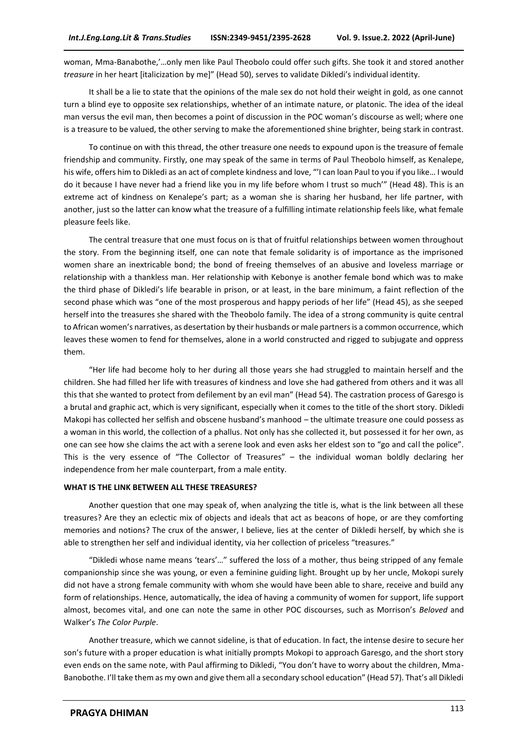woman, Mma-Banabothe,'…only men like Paul Theobolo could offer such gifts. She took it and stored another *treasure* in her heart [italicization by me]" (Head 50), serves to validate Dikledi's individual identity.

It shall be a lie to state that the opinions of the male sex do not hold their weight in gold, as one cannot turn a blind eye to opposite sex relationships, whether of an intimate nature, or platonic. The idea of the ideal man versus the evil man, then becomes a point of discussion in the POC woman's discourse as well; where one is a treasure to be valued, the other serving to make the aforementioned shine brighter, being stark in contrast.

To continue on with this thread, the other treasure one needs to expound upon is the treasure of female friendship and community. Firstly, one may speak of the same in terms of Paul Theobolo himself, as Kenalepe, his wife, offers him to Dikledi as an act of complete kindness and love, "'I can loan Paul to you if you like… I would do it because I have never had a friend like you in my life before whom I trust so much'" (Head 48). This is an extreme act of kindness on Kenalepe's part; as a woman she is sharing her husband, her life partner, with another, just so the latter can know what the treasure of a fulfilling intimate relationship feels like, what female pleasure feels like.

The central treasure that one must focus on is that of fruitful relationships between women throughout the story. From the beginning itself, one can note that female solidarity is of importance as the imprisoned women share an inextricable bond; the bond of freeing themselves of an abusive and loveless marriage or relationship with a thankless man. Her relationship with Kebonye is another female bond which was to make the third phase of Dikledi's life bearable in prison, or at least, in the bare minimum, a faint reflection of the second phase which was "one of the most prosperous and happy periods of her life" (Head 45), as she seeped herself into the treasures she shared with the Theobolo family. The idea of a strong community is quite central to African women's narratives, as desertation by their husbands or male partners is a common occurrence, which leaves these women to fend for themselves, alone in a world constructed and rigged to subjugate and oppress them.

"Her life had become holy to her during all those years she had struggled to maintain herself and the children. She had filled her life with treasures of kindness and love she had gathered from others and it was all this that she wanted to protect from defilement by an evil man" (Head 54). The castration process of Garesgo is a brutal and graphic act, which is very significant, especially when it comes to the title of the short story. Dikledi Makopi has collected her selfish and obscene husband's manhood – the ultimate treasure one could possess as a woman in this world, the collection of a phallus. Not only has she collected it, but possessed it for her own, as one can see how she claims the act with a serene look and even asks her eldest son to "go and call the police". This is the very essence of "The Collector of Treasures" – the individual woman boldly declaring her independence from her male counterpart, from a male entity.

**WHAT IS THE LINK BETWEEN ALL THESE TREASURES?**

Another question that one may speak of, when analyzing the title is, what is the link between all these treasures? Are they an eclectic mix of objects and ideals that act as beacons of hope, or are they comforting memories and notions? The crux of the answer, I believe, lies at the center of Dikledi herself, by which she is able to strengthen her self and individual identity, via her collection of priceless "treasures."

"Dikledi whose name means 'tears'…" suffered the loss of a mother, thus being stripped of any female companionship since she was young, or even a feminine guiding light. Brought up by her uncle, Mokopi surely did not have a strong female community with whom she would have been able to share, receive and build any form of relationships. Hence, automatically, the idea of having a community of women for support, life support almost, becomes vital, and one can note the same in other POC discourses, such as Morrison's *Beloved* and Walker's *The Color Purple*.

Another treasure, which we cannot sideline, is that of education. In fact, the intense desire to secure her son's future with a proper education is what initially prompts Mokopi to approach Garesgo, and the short story even ends on the same note, with Paul affirming to Dikledi, "You don't have to worry about the children, Mma-Banobothe. I'll take them as my own and give them all a secondary school education" (Head 57). That's all Dikledi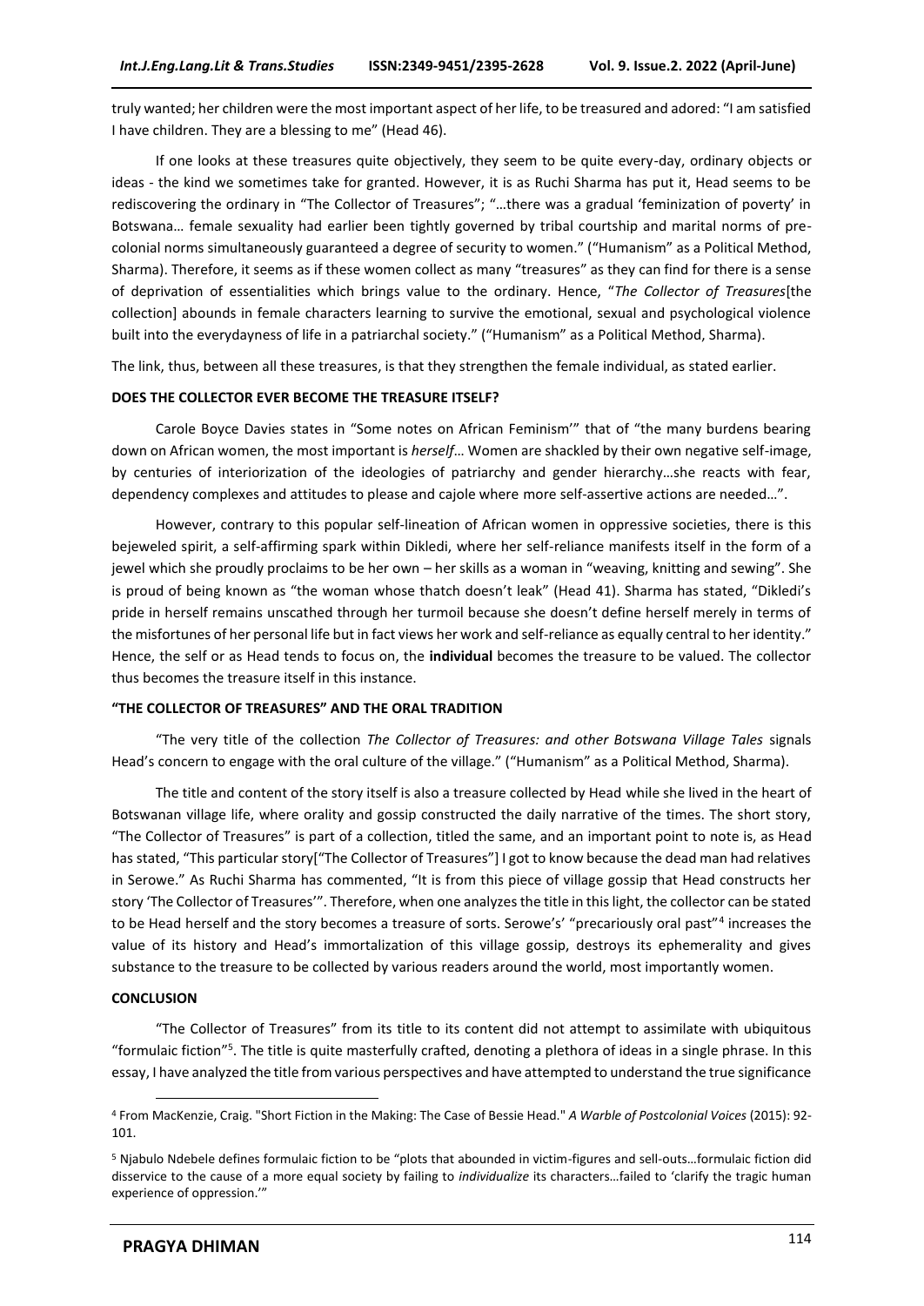truly wanted; her children were the most important aspect of her life, to be treasured and adored: "I am satisfied I have children. They are a blessing to me" (Head 46).

If one looks at these treasures quite objectively, they seem to be quite every-day, ordinary objects or ideas - the kind we sometimes take for granted. However, it is as Ruchi Sharma has put it, Head seems to be rediscovering the ordinary in "The Collector of Treasures"; "…there was a gradual 'feminization of poverty' in Botswana… female sexuality had earlier been tightly governed by tribal courtship and marital norms of pre-colonial norms simultaneously guaranteed a degree of security to women." ("Humanism" as a Political Method, Sharma). Therefore, it seems as if these women collect as many "treasures" as they can find for there is a sense of deprivation of essentialities which brings value to the ordinary. Hence, "*The Collector of Treasures*[the collection] abounds in female characters learning to survive the emotional, sexual and psychological violence built into the everydayness of life in a patriarchal society." ("Humanism" as a Political Method, Sharma).

The link, thus, between all these treasures, is that they strengthen the female individual, as stated earlier.

**DOES THE COLLECTOR EVER BECOME THE TREASURE ITSELF?**

Carole Boyce Davies states in "Some notes on African Feminism'" that of "the many burdens bearing down on African women, the most important is *herself*… Women are shackled by their own negative self-image, by centuries of interiorization of the ideologies of patriarchy and gender hierarchy…she reacts with fear, dependency complexes and attitudes to please and cajole where more self-assertive actions are needed…".

However, contrary to this popular self-lineation of African women in oppressive societies, there is this bejeweled spirit, a self-affirming spark within Dikledi, where her self-reliance manifests itself in the form of a jewel which she proudly proclaims to be her own – her skills as a woman in "weaving, knitting and sewing". She is proud of being known as "the woman whose thatch doesn't leak" (Head 41). Sharma has stated, "Dikledi's pride in herself remains unscathed through her turmoil because she doesn't define herself merely in terms of the misfortunes of her personal life but in fact views her work and self-reliance as equally central to her identity." Hence, the self or as Head tends to focus on, the **individual** becomes the treasure to be valued. The collector thus becomes the treasure itself in this instance.

**"THE COLLECTOR OF TREASURES" AND THE ORAL TRADITION**

"The very title of the collection *The Collector of Treasures: and other Botswana Village Tales* signals Head's concern to engage with the oral culture of the village." ("Humanism" as a Political Method, Sharma).

The title and content of the story itself is also a treasure collected by Head while she lived in the heart of Botswanan village life, where orality and gossip constructed the daily narrative of the times. The short story, "The Collector of Treasures" is part of a collection, titled the same, and an important point to note is, as Head has stated, "This particular story["The Collector of Treasures"] I got to know because the dead man had relatives in Serowe." As Ruchi Sharma has commented, "It is from this piece of village gossip that Head constructs her story 'The Collector of Treasures'". Therefore, when one analyzes the title in this light, the collector can be stated to be Head herself and the story becomes a treasure of sorts. Serowe's' "precariously oral past"[4] increases the value of its history and Head's immortalization of this village gossip, destroys its ephemerality and gives substance to the treasure to be collected by various readers around the world, most importantly women.

**CONCLUSION**

"The Collector of Treasures" from its title to its content did not attempt to assimilate with ubiquitous "formulaic fiction"[5]. The title is quite masterfully crafted, denoting a plethora of ideas in a single phrase. In this essay, I have analyzed the title from various perspectives and have attempted to understand the true significance

---

[4] From MacKenzie, Craig. "Short Fiction in the Making: The Case of Bessie Head." *A Warble of Postcolonial Voices* (2015): 92-101.

[5] Njabulo Ndebele defines formulaic fiction to be "plots that abounded in victim-figures and sell-outs…formulaic fiction did disservice to the cause of a more equal society by failing to *individualize* its characters…failed to 'clarify the tragic human experience of oppression.'"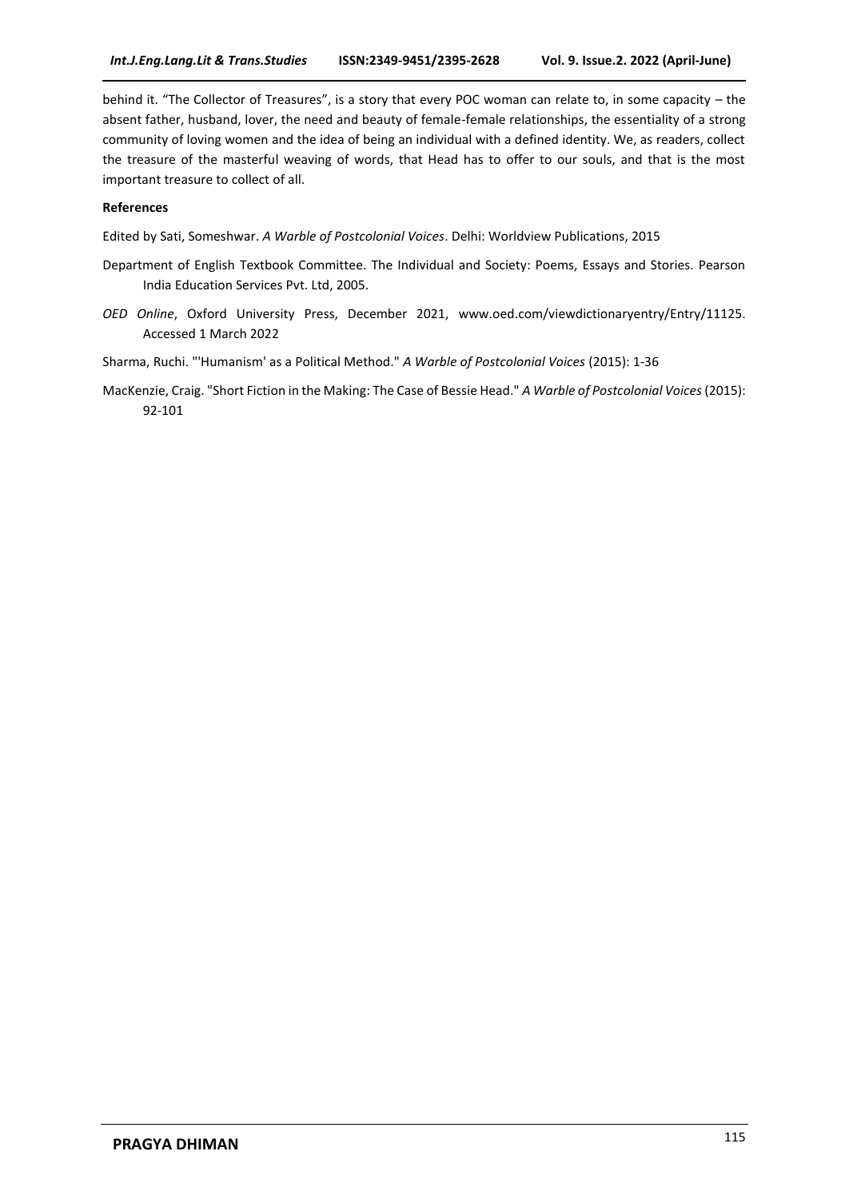behind it. “The Collector of Treasures”, is a story that every POC woman can relate to, in some capacity – the absent father, husband, lover, the need and beauty of female-female relationships, the essentiality of a strong community of loving women and the idea of being an individual with a defined identity. We, as readers, collect the treasure of the masterful weaving of words, that Head has to offer to our souls, and that is the most important treasure to collect of all.

**References**

Edited by Sati, Someshwar. *A Warble of Postcolonial Voices*. Delhi: Worldview Publications, 2015

Department of English Textbook Committee. The Individual and Society: Poems, Essays and Stories. Pearson India Education Services Pvt. Ltd, 2005.

*OED Online*, Oxford University Press, December 2021, www.oed.com/viewdictionaryentry/Entry/11125. Accessed 1 March 2022

Sharma, Ruchi. "'Humanism' as a Political Method." *A Warble of Postcolonial Voices* (2015): 1-36

MacKenzie, Craig. "Short Fiction in the Making: The Case of Bessie Head." *A Warble of Postcolonial Voices* (2015): 92-101